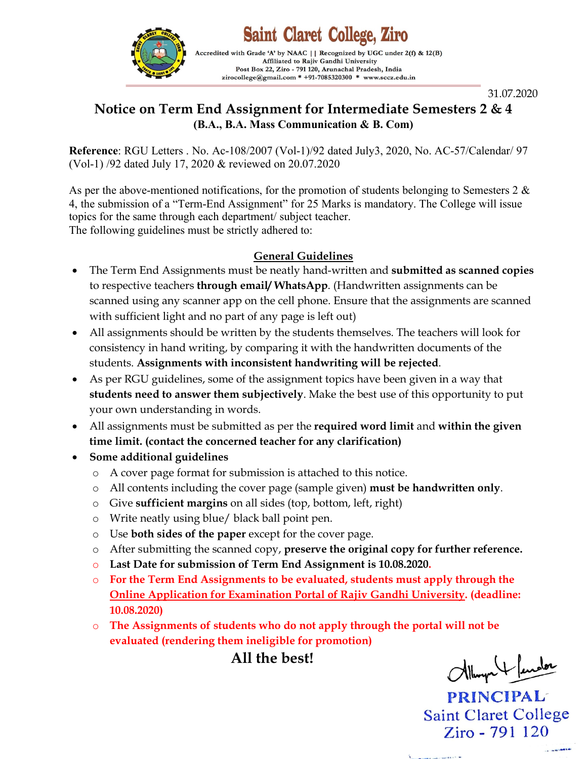# Saint Claret College, Ziro

Accredited with Grade 'A' by NAAC || Recognized by UGC under 2(f) & 12(B)
Affiliated to Rajiv Gandhi University
Post Box 22, Ziro - 791 120, Arunachal Pradesh, India
zirocollege@gmail.com * +91-7085320300 * www.sccz.edu.in

31.07.2020

## Notice on Term End Assignment for Intermediate Semesters 2 & 4

**(B.A., B.A. Mass Communication & B. Com)**

**Reference**: RGU Letters . No. Ac-108/2007 (Vol-1)/92 dated July3, 2020, No. AC-57/Calendar/ 97 (Vol-1) /92 dated July 17, 2020 & reviewed on 20.07.2020

As per the above-mentioned notifications, for the promotion of students belonging to Semesters 2 & 4, the submission of a "Term-End Assignment" for 25 Marks is mandatory. The College will issue topics for the same through each department/ subject teacher.
The following guidelines must be strictly adhered to:

### General Guidelines

- The Term End Assignments must be neatly hand-written and **submitted as scanned copies** to respective teachers **through email/ WhatsApp**. (Handwritten assignments can be scanned using any scanner app on the cell phone. Ensure that the assignments are scanned with sufficient light and no part of any page is left out)
- All assignments should be written by the students themselves. The teachers will look for consistency in hand writing, by comparing it with the handwritten documents of the students. **Assignments with inconsistent handwriting will be rejected**.
- As per RGU guidelines, some of the assignment topics have been given in a way that **students need to answer them subjectively**. Make the best use of this opportunity to put your own understanding in words.
- All assignments must be submitted as per the **required word limit** and **within the given time limit. (contact the concerned teacher for any clarification)**
- **Some additional guidelines**
  - A cover page format for submission is attached to this notice.
  - All contents including the cover page (sample given) **must be handwritten only**.
  - Give **sufficient margins** on all sides (top, bottom, left, right)
  - Write neatly using blue/ black ball point pen.
  - Use **both sides of the paper** except for the cover page.
  - After submitting the scanned copy, **preserve the original copy for further reference.**
  - **Last Date for submission of Term End Assignment is 10.08.2020.**
  - **For the Term End Assignments to be evaluated, students must apply through the Online Application for Examination Portal of Rajiv Gandhi University. (deadline: 10.08.2020)**
  - **The Assignments of students who do not apply through the portal will not be evaluated (rendering them ineligible for promotion)**

**All the best!**

PRINCIPAL
Saint Claret College
Ziro - 791 120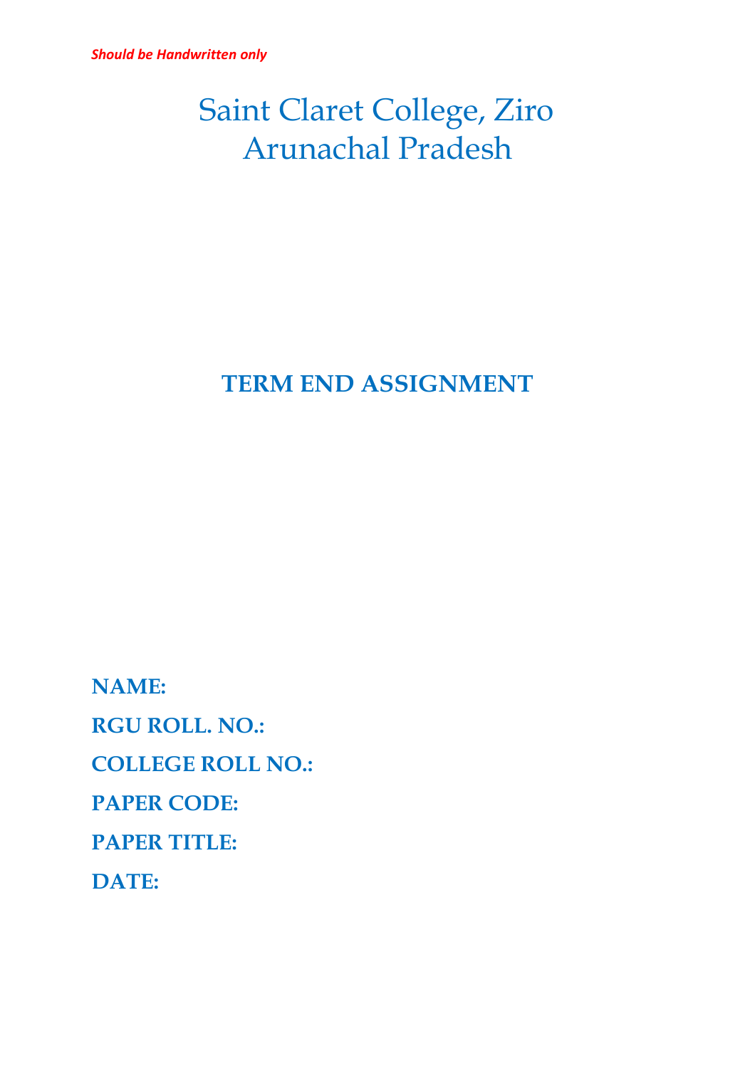***Should be Handwritten only***

# Saint Claret College, Ziro
# Arunachal Pradesh

## TERM END ASSIGNMENT

**NAME:**

**RGU ROLL. NO.:**

**COLLEGE ROLL NO.:**

**PAPER CODE:**

**PAPER TITLE:**

**DATE:**